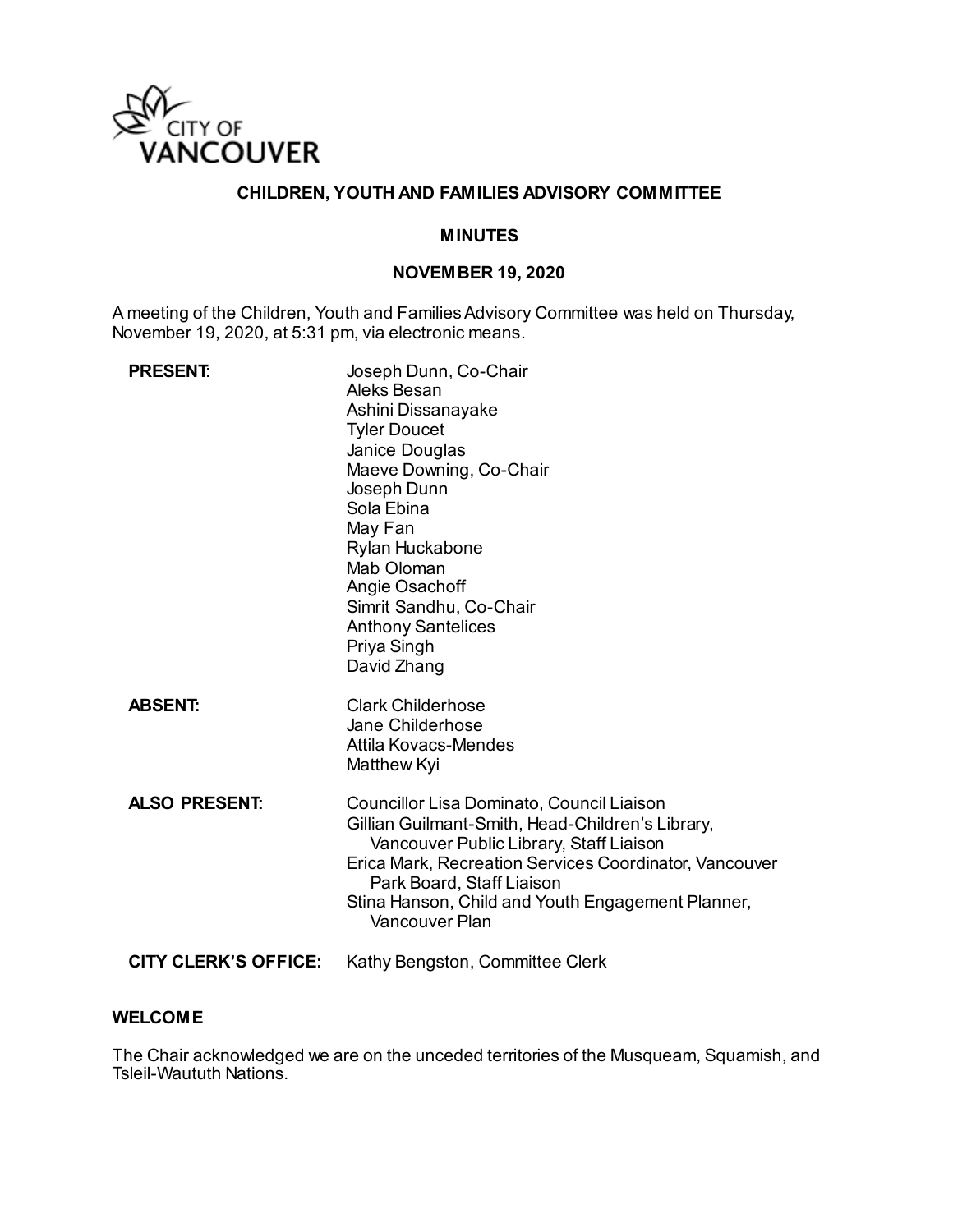CITY OF VANCOUVER

# CHILDREN, YOUTH AND FAMILIES ADVISORY COMMITTEE

## MINUTES

## NOVEMBER 19, 2020

A meeting of the Children, Youth and Families Advisory Committee was held on Thursday, November 19, 2020, at 5:31 pm, via electronic means.

| | |
|---|---|
| **PRESENT:** | Joseph Dunn, Co-Chair<br>Aleks Besan<br>Ashini Dissanayake<br>Tyler Doucet<br>Janice Douglas<br>Maeve Downing, Co-Chair<br>Joseph Dunn<br>Sola Ebina<br>May Fan<br>Rylan Huckabone<br>Mab Oloman<br>Angie Osachoff<br>Simrit Sandhu, Co-Chair<br>Anthony Santelices<br>Priya Singh<br>David Zhang |
| **ABSENT:** | Clark Childerhose<br>Jane Childerhose<br>Attila Kovacs-Mendes<br>Matthew Kyi |
| **ALSO PRESENT:** | Councillor Lisa Dominato, Council Liaison<br>Gillian Guilmant-Smith, Head-Children's Library, Vancouver Public Library, Staff Liaison<br>Erica Mark, Recreation Services Coordinator, Vancouver Park Board, Staff Liaison<br>Stina Hanson, Child and Youth Engagement Planner, Vancouver Plan |
| **CITY CLERK'S OFFICE:** | Kathy Bengston, Committee Clerk |

### WELCOME

The Chair acknowledged we are on the unceded territories of the Musqueam, Squamish, and Tsleil-Waututh Nations.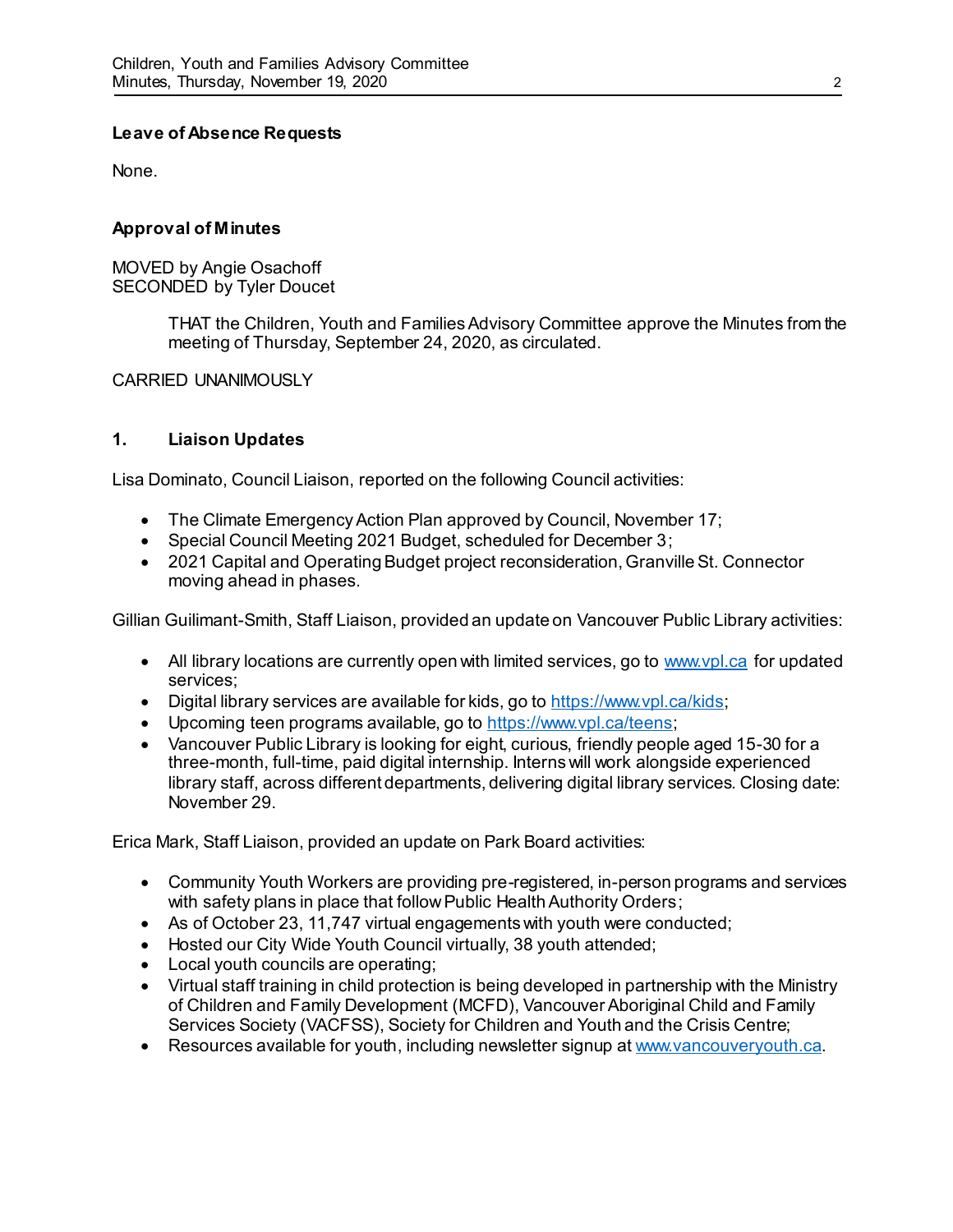**Leave of Absence Requests**

None.

**Approval of Minutes**

MOVED by Angie Osachoff
SECONDED by Tyler Doucet

> THAT the Children, Youth and Families Advisory Committee approve the Minutes from the meeting of Thursday, September 24, 2020, as circulated.

CARRIED UNANIMOUSLY

## 1. Liaison Updates

Lisa Dominato, Council Liaison, reported on the following Council activities:

- The Climate Emergency Action Plan approved by Council, November 17;
- Special Council Meeting 2021 Budget, scheduled for December 3;
- 2021 Capital and Operating Budget project reconsideration, Granville St. Connector moving ahead in phases.

Gillian Guilimant-Smith, Staff Liaison, provided an update on Vancouver Public Library activities:

- All library locations are currently open with limited services, go to [www.vpl.ca](www.vpl.ca) for updated services;
- Digital library services are available for kids, go to [https://www.vpl.ca/kids](https://www.vpl.ca/kids);
- Upcoming teen programs available, go to [https://www.vpl.ca/teens](https://www.vpl.ca/teens);
- Vancouver Public Library is looking for eight, curious, friendly people aged 15-30 for a three-month, full-time, paid digital internship. Interns will work alongside experienced library staff, across different departments, delivering digital library services. Closing date: November 29.

Erica Mark, Staff Liaison, provided an update on Park Board activities:

- Community Youth Workers are providing pre-registered, in-person programs and services with safety plans in place that follow Public Health Authority Orders;
- As of October 23, 11,747 virtual engagements with youth were conducted;
- Hosted our City Wide Youth Council virtually, 38 youth attended;
- Local youth councils are operating;
- Virtual staff training in child protection is being developed in partnership with the Ministry of Children and Family Development (MCFD), Vancouver Aboriginal Child and Family Services Society (VACFSS), Society for Children and Youth and the Crisis Centre;
- Resources available for youth, including newsletter signup at [www.vancouveryouth.ca](www.vancouveryouth.ca).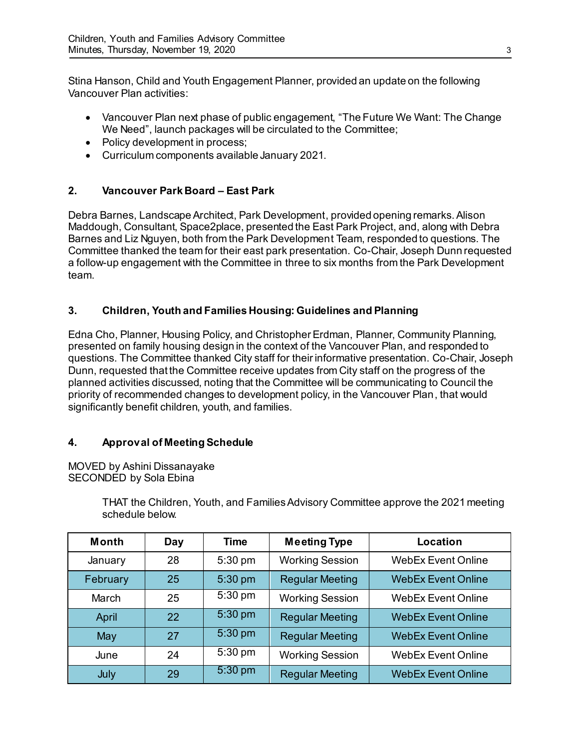Stina Hanson, Child and Youth Engagement Planner, provided an update on the following Vancouver Plan activities:

- Vancouver Plan next phase of public engagement, “The Future We Want: The Change We Need”, launch packages will be circulated to the Committee;
- Policy development in process;
- Curriculum components available January 2021.

## 2. Vancouver Park Board – East Park

Debra Barnes, Landscape Architect, Park Development, provided opening remarks. Alison Maddough, Consultant, Space2place, presented the East Park Project, and, along with Debra Barnes and Liz Nguyen, both from the Park Development Team, responded to questions. The Committee thanked the team for their east park presentation. Co-Chair, Joseph Dunn requested a follow-up engagement with the Committee in three to six months from the Park Development team.

## 3. Children, Youth and Families Housing: Guidelines and Planning

Edna Cho, Planner, Housing Policy, and Christopher Erdman, Planner, Community Planning, presented on family housing design in the context of the Vancouver Plan, and responded to questions. The Committee thanked City staff for their informative presentation. Co-Chair, Joseph Dunn, requested that the Committee receive updates from City staff on the progress of the planned activities discussed, noting that the Committee will be communicating to Council the priority of recommended changes to development policy, in the Vancouver Plan, that would significantly benefit children, youth, and families.

## 4. Approval of Meeting Schedule

MOVED by Ashini Dissanayake
SECONDED by Sola Ebina

> THAT the Children, Youth, and Families Advisory Committee approve the 2021 meeting schedule below.

| Month | Day | Time | Meeting Type | Location |
|---|---|---|---|---|
| January | 28 | 5:30 pm | Working Session | WebEx Event Online |
| February | 25 | 5:30 pm | Regular Meeting | WebEx Event Online |
| March | 25 | 5:30 pm | Working Session | WebEx Event Online |
| April | 22 | 5:30 pm | Regular Meeting | WebEx Event Online |
| May | 27 | 5:30 pm | Regular Meeting | WebEx Event Online |
| June | 24 | 5:30 pm | Working Session | WebEx Event Online |
| July | 29 | 5:30 pm | Regular Meeting | WebEx Event Online |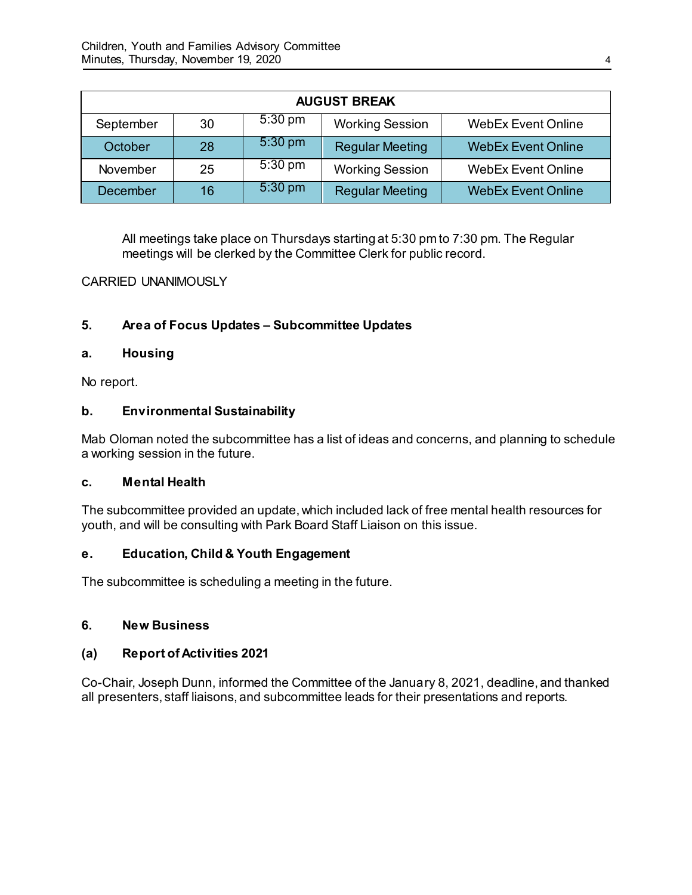| AUGUST BREAK | | | | |
|---|---|---|---|---|
| September | 30 | 5:30 pm | Working Session | WebEx Event Online |
| October | 28 | 5:30 pm | Regular Meeting | WebEx Event Online |
| November | 25 | 5:30 pm | Working Session | WebEx Event Online |
| December | 16 | 5:30 pm | Regular Meeting | WebEx Event Online |

All meetings take place on Thursdays starting at 5:30 pm to 7:30 pm. The Regular meetings will be clerked by the Committee Clerk for public record.

CARRIED UNANIMOUSLY

## 5. Area of Focus Updates – Subcommittee Updates

### a. Housing

No report.

### b. Environmental Sustainability

Mab Oloman noted the subcommittee has a list of ideas and concerns, and planning to schedule a working session in the future.

### c. Mental Health

The subcommittee provided an update, which included lack of free mental health resources for youth, and will be consulting with Park Board Staff Liaison on this issue.

### e. Education, Child & Youth Engagement

The subcommittee is scheduling a meeting in the future.

## 6. New Business

### (a) Report of Activities 2021

Co-Chair, Joseph Dunn, informed the Committee of the January 8, 2021, deadline, and thanked all presenters, staff liaisons, and subcommittee leads for their presentations and reports.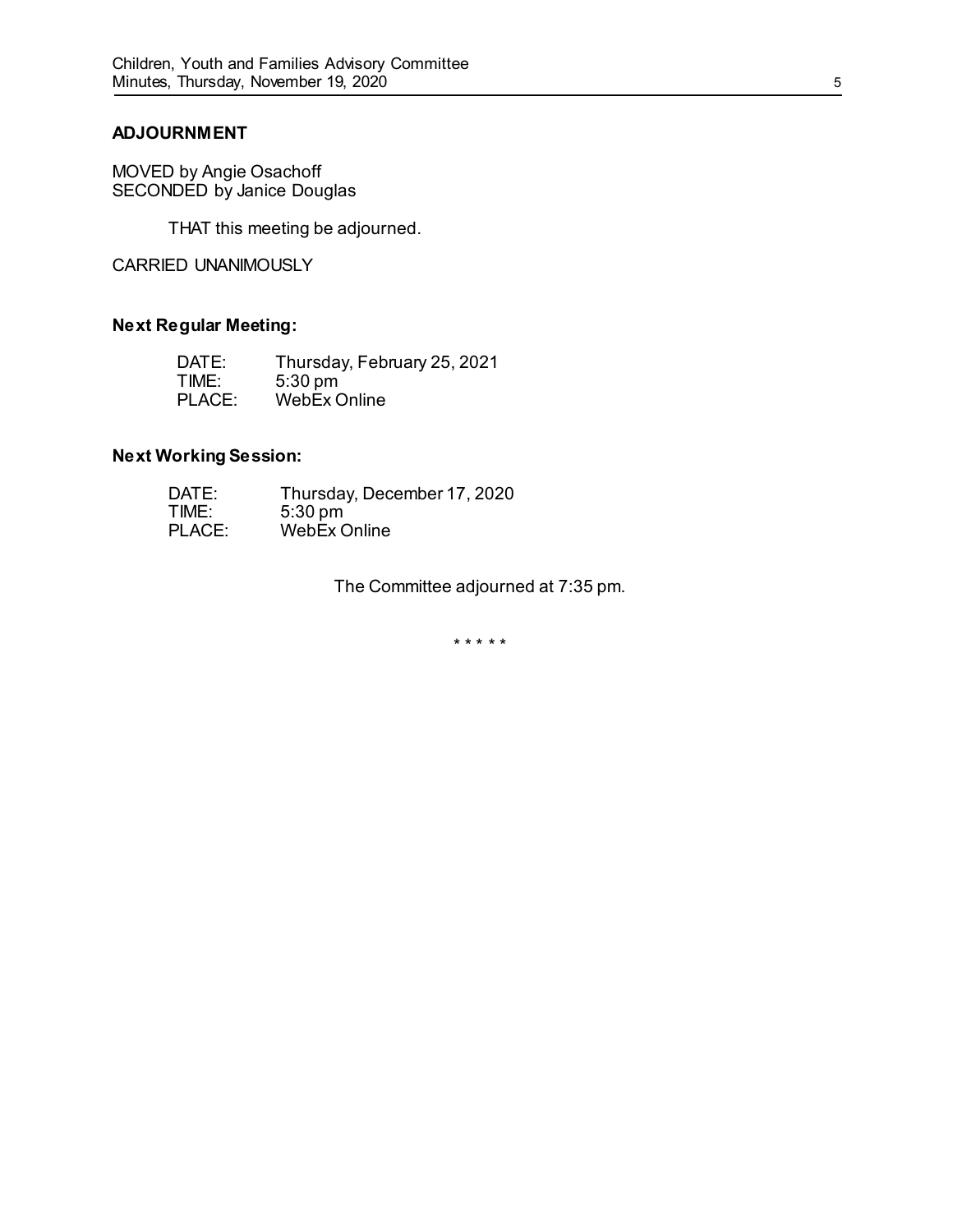**ADJOURNMENT**

MOVED by Angie Osachoff
SECONDED by Janice Douglas

THAT this meeting be adjourned.

CARRIED UNANIMOUSLY

**Next Regular Meeting:**

| | |
|---|---|
| DATE: | Thursday, February 25, 2021 |
| TIME: | 5:30 pm |
| PLACE: | WebEx Online |

**Next Working Session:**

| | |
|---|---|
| DATE: | Thursday, December 17, 2020 |
| TIME: | 5:30 pm |
| PLACE: | WebEx Online |

The Committee adjourned at 7:35 pm.

\* \* \* \* \*